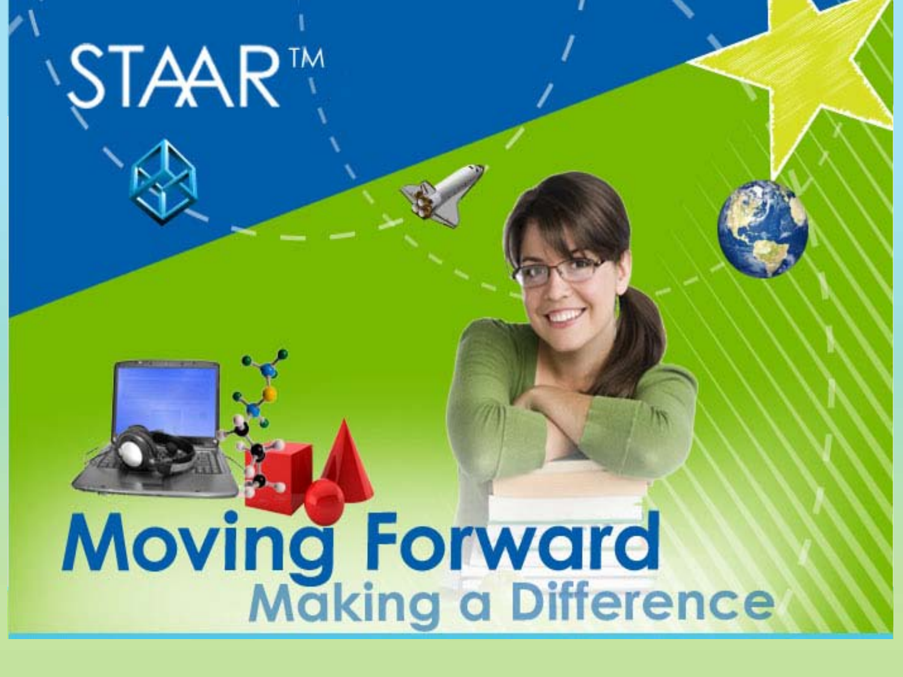# STAAR™

# Moving Forward

## Making a Difference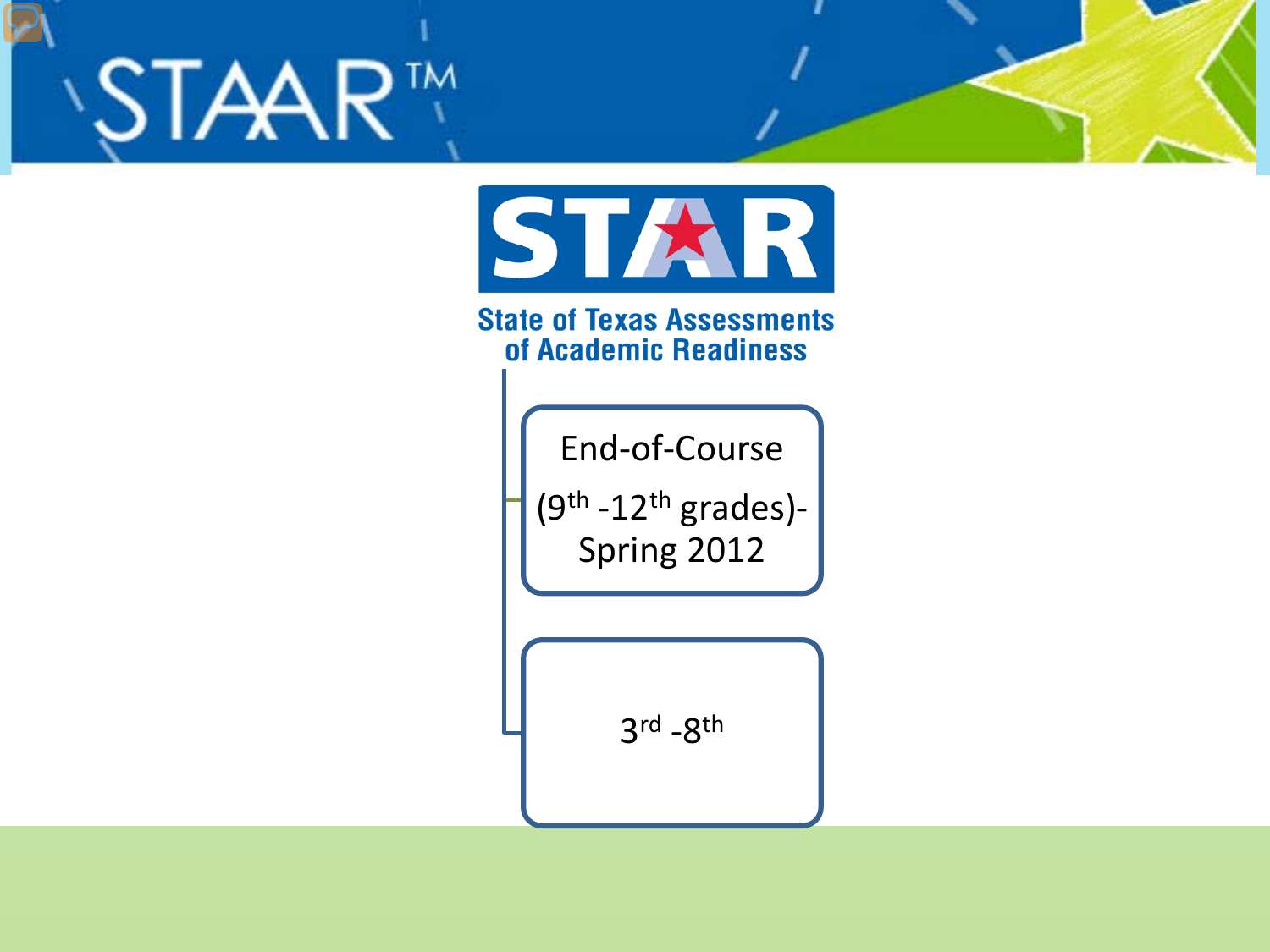# STAAR™

# STAR

State of Texas Assessments of Academic Readiness

- End-of-Course (9th -12th grades)- Spring 2012
- 3rd -8th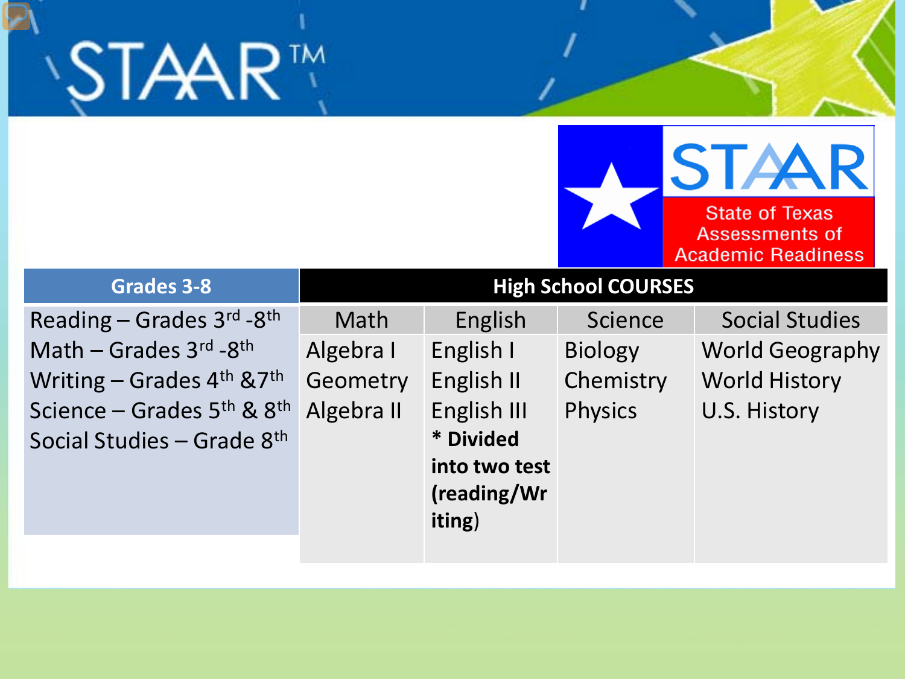# STAAR™

STAAR — State of Texas Assessments of Academic Readiness

| Grades 3-8 | High School COURSES | | | |
|---|---|---|---|---|
| | Math | English | Science | Social Studies |
| Reading – Grades 3rd -8th | Algebra I | English I | Biology | World Geography |
| Math – Grades 3rd -8th | Geometry | English II | Chemistry | World History |
| Writing – Grades 4th &7th | Algebra II | English III | Physics | U.S. History |
| Science – Grades 5th & 8th | | **\* Divided into two test (reading/Writing)** | | |
| Social Studies – Grade 8th | | | | |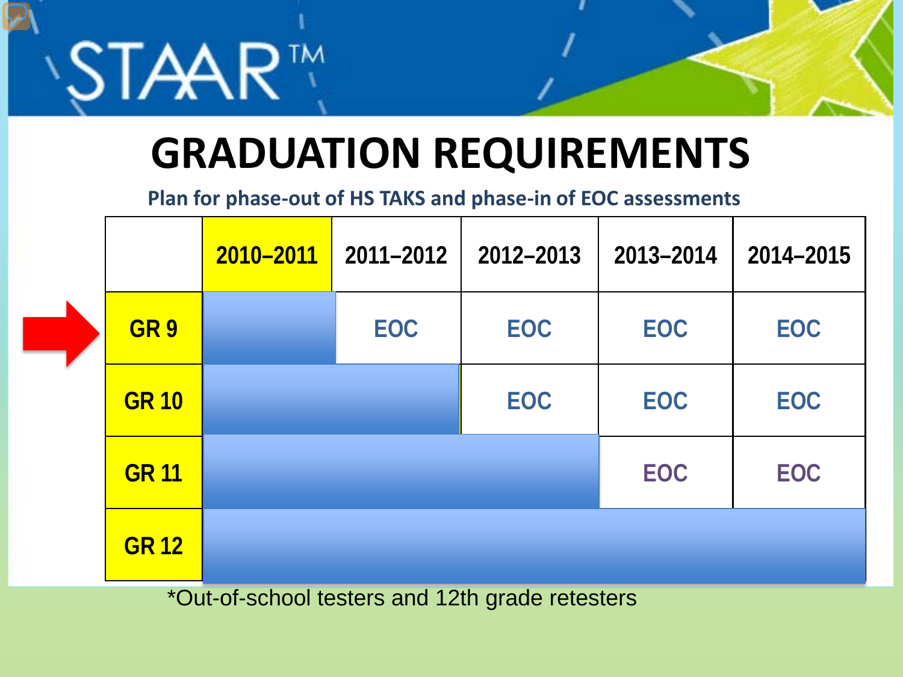# STAAR™

## GRADUATION REQUIREMENTS

**Plan for phase-out of HS TAKS and phase-in of EOC assessments**

| | 2010–2011 | 2011–2012 | 2012–2013 | 2013–2014 | 2014–2015 |
|---|---|---|---|---|---|
| GR 9 | | EOC | EOC | EOC | EOC |
| GR 10 | | | EOC | EOC | EOC |
| GR 11 | | | | EOC | EOC |
| GR 12 | | | | | |

*Out-of-school testers and 12th grade retesters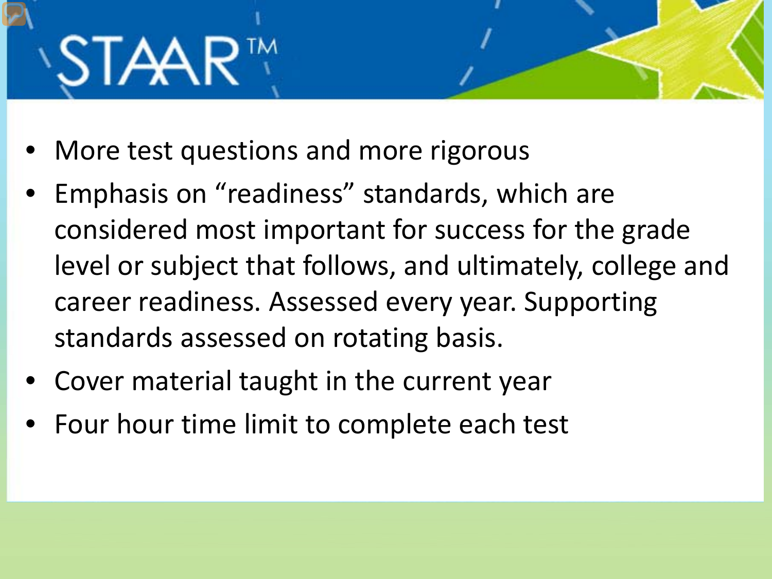# STAAR™

- More test questions and more rigorous
- Emphasis on "readiness" standards, which are considered most important for success for the grade level or subject that follows, and ultimately, college and career readiness. Assessed every year. Supporting standards assessed on rotating basis.
- Cover material taught in the current year
- Four hour time limit to complete each test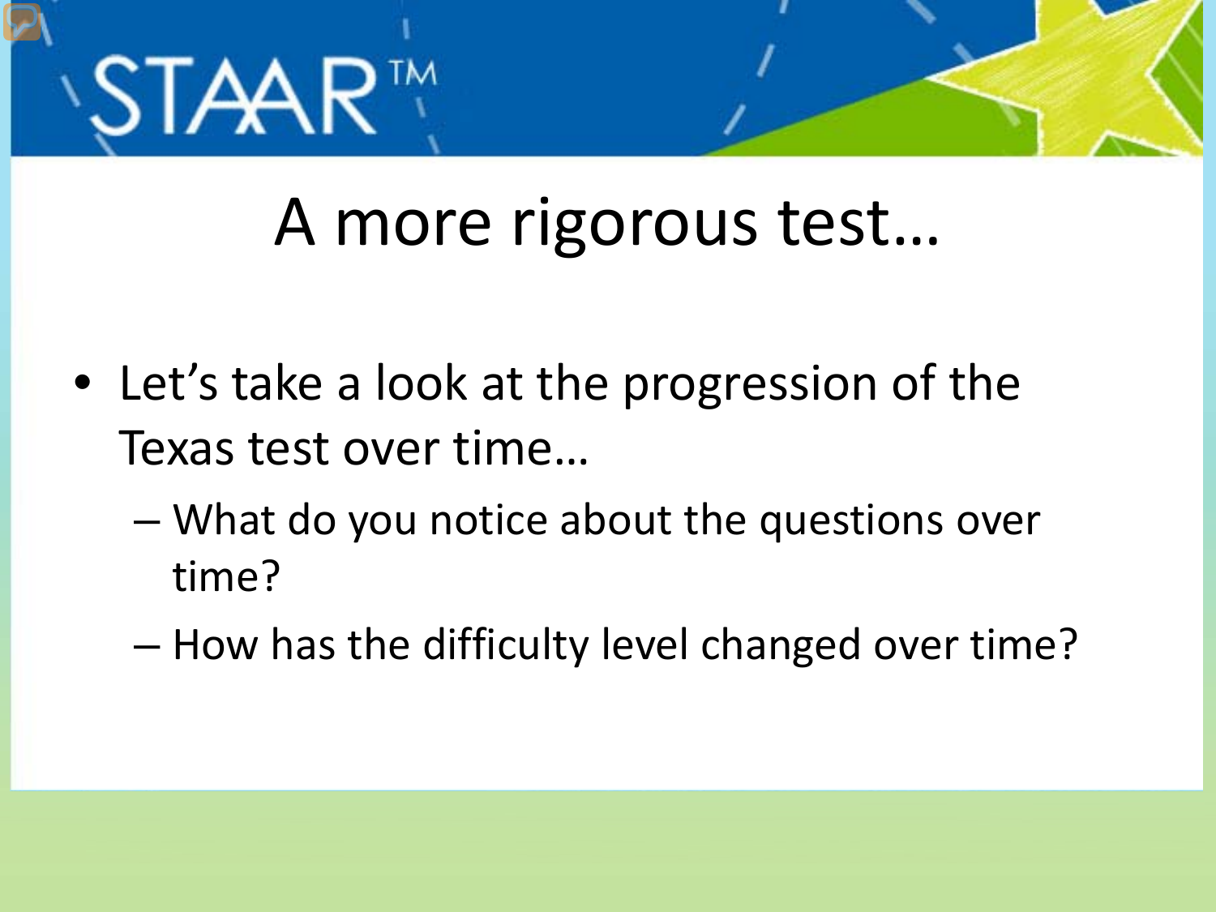STAAR™

# A more rigorous test…

- Let's take a look at the progression of the Texas test over time…
  - What do you notice about the questions over time?
  - How has the difficulty level changed over time?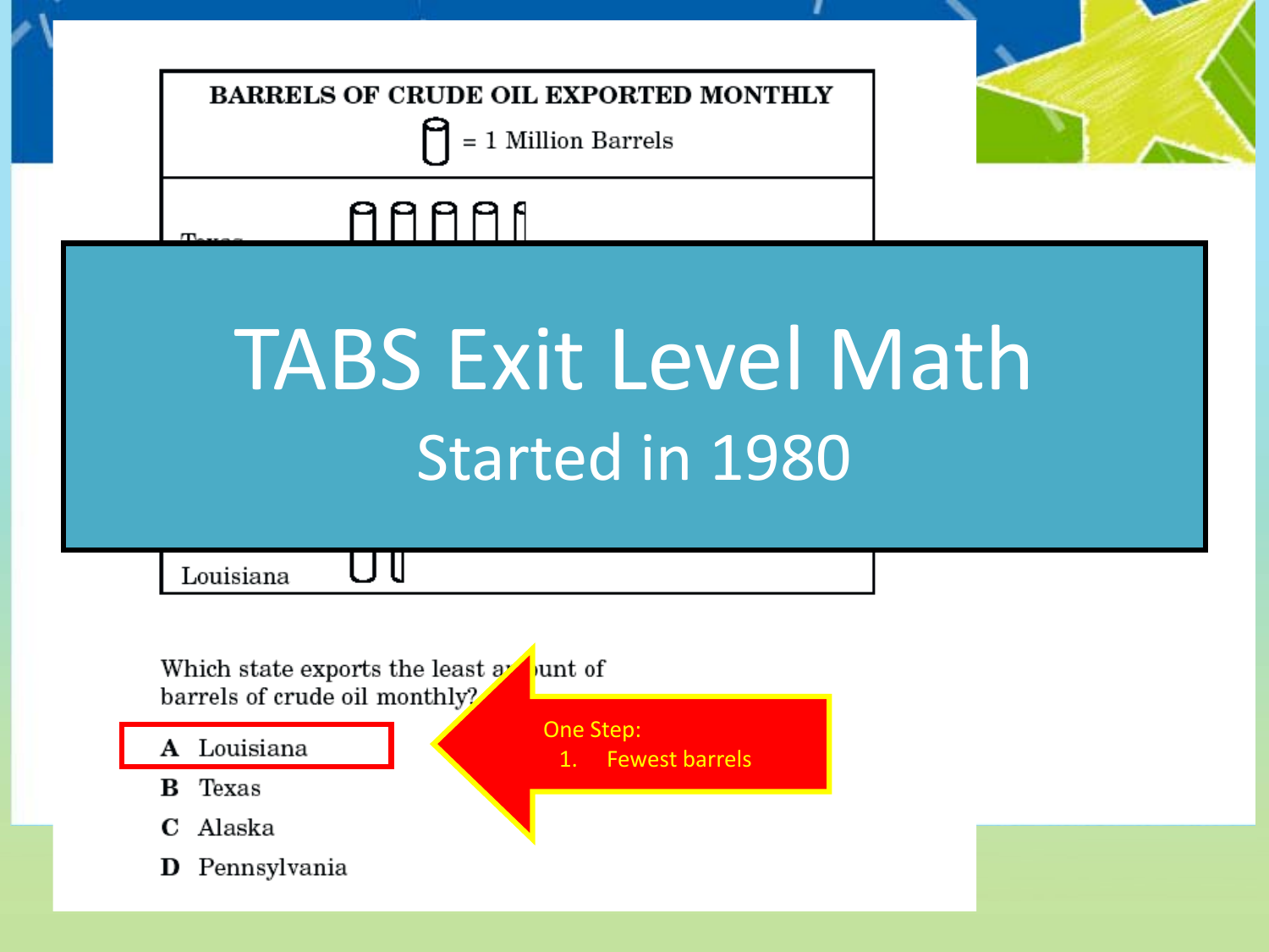**BARRELS OF CRUDE OIL EXPORTED MONTHLY**

= 1 Million Barrels

Texas

# TABS Exit Level Math

## Started in 1980

Louisiana

Which state exports the least amount of barrels of crude oil monthly?

**A** Louisiana

**B** Texas

**C** Alaska

**D** Pennsylvania

One Step:

1. Fewest barrels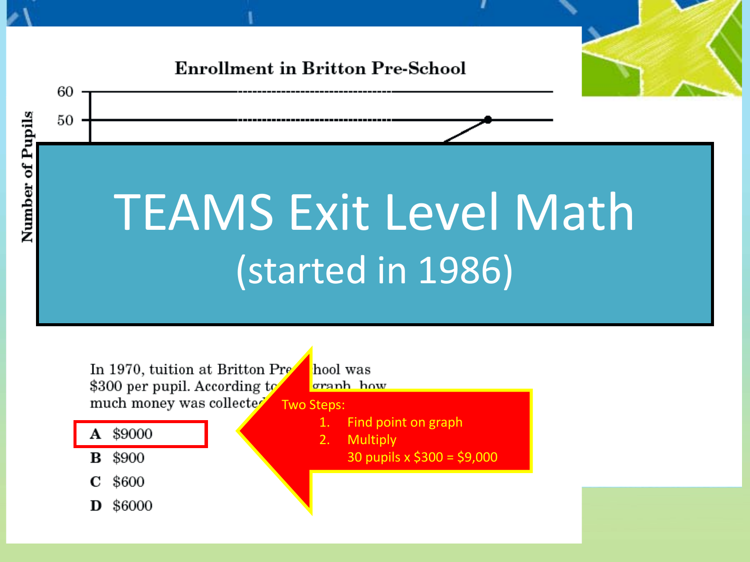# TEAMS Exit Level Math

(started in 1986)

**Enrollment in Britton Pre-School**

Number of Pupils

60

50

In 1970, tuition at Britton Pre-School was $300 per pupil. According to the graph, how much money was collected

**A** $9000

**B** $900

**C** $600

**D** $6000

Two Steps:

1. Find point on graph
2. Multiply

   30 pupils x $300 = $9,000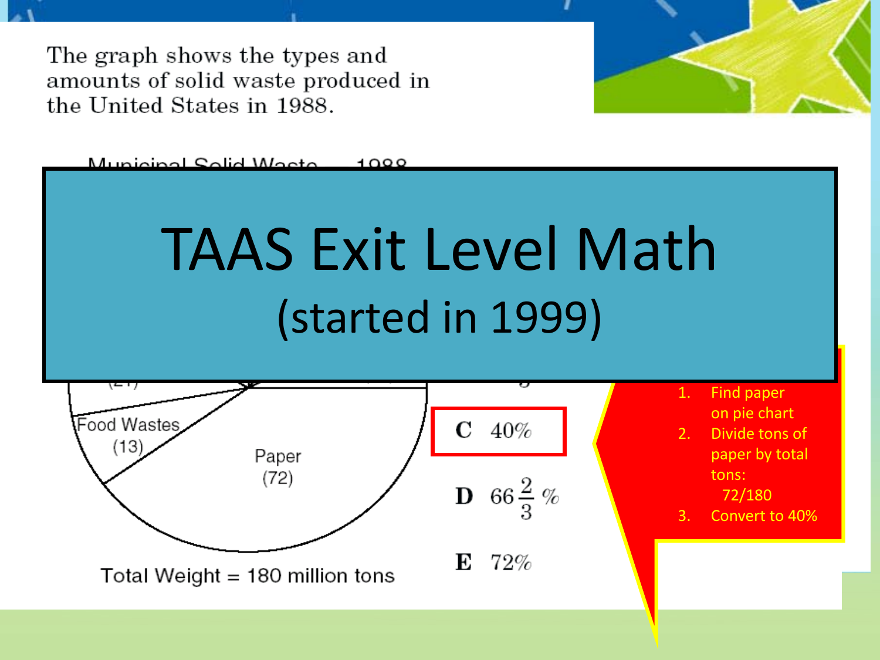The graph shows the types and amounts of solid waste produced in the United States in 1988.

Municipal Solid Waste — 1988

# TAAS Exit Level Math

## (started in 1999)

Food Wastes (13)

Paper (72)

Total Weight = 180 million tons

**C** 40%

**D** $66\frac{2}{3}\%$

**E** 72%

1. Find paper on pie chart
2. Divide tons of paper by total tons: 72/180
3. Convert to 40%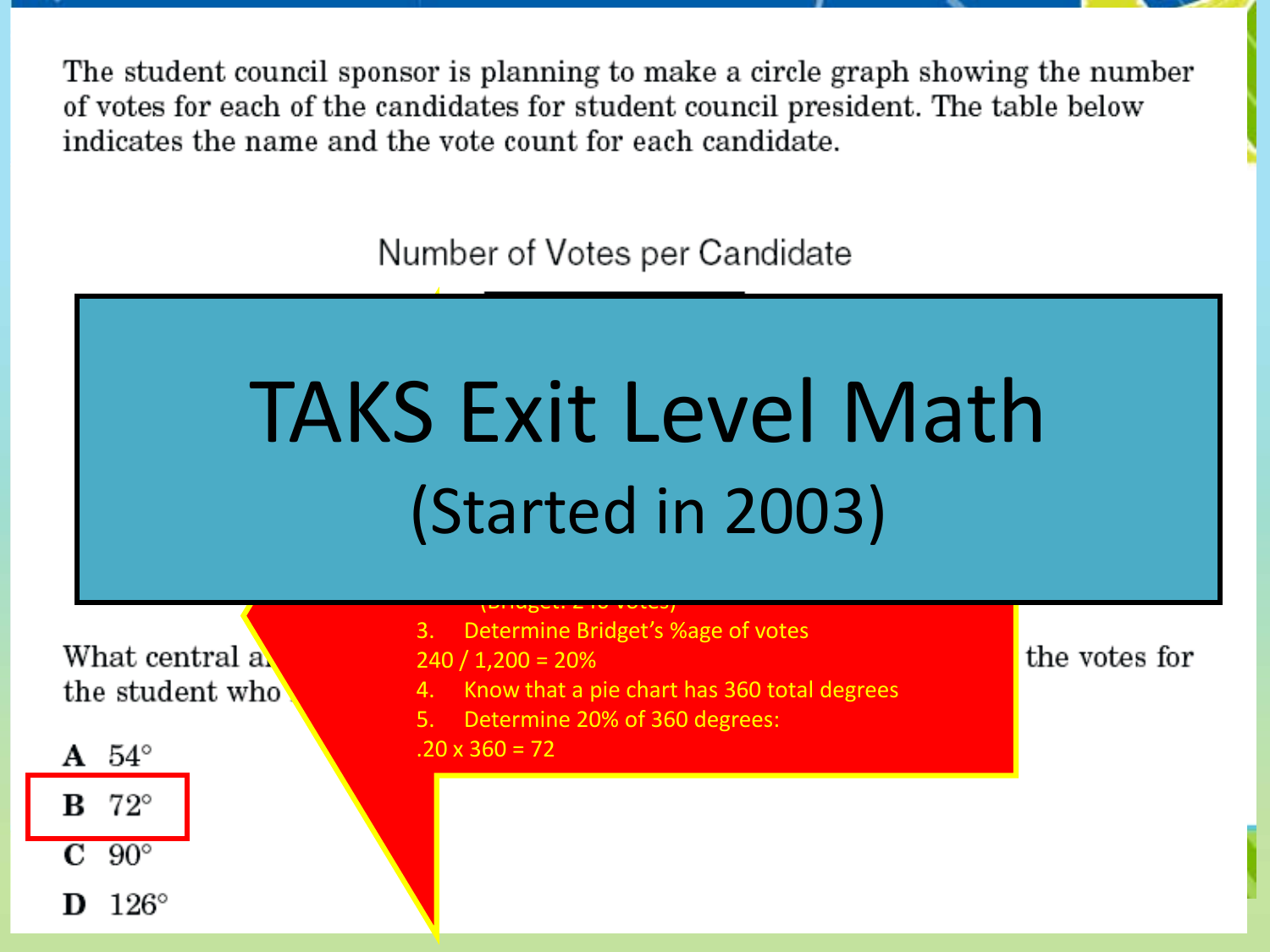The student council sponsor is planning to make a circle graph showing the number of votes for each of the candidates for student council president. The table below indicates the name and the vote count for each candidate.

Number of Votes per Candidate

# TAKS Exit Level Math

## (Started in 2003)

(Bridget: 240 votes)

3. Determine Bridget's %age of votes

240 / 1,200 = 20%

4. Know that a pie chart has 360 total degrees
5. Determine 20% of 360 degrees:

.20 x 360 = 72

What central a... the votes for the student who...

A 54°

B 72°

C 90°

D 126°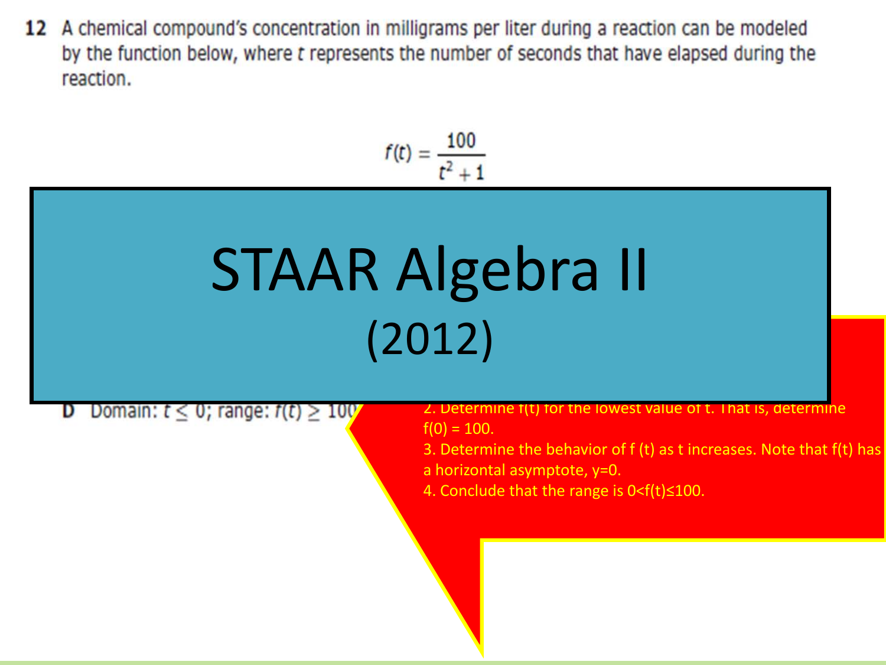12 A chemical compound's concentration in milligrams per liter during a reaction can be modeled by the function below, where $t$ represents the number of seconds that have elapsed during the reaction.

$$f(t) = \frac{100}{t^2 + 1}$$

# STAAR Algebra II

(2012)

D Domain: $t \leq 0$; range: $f(t) \geq 100$

2. Determine f(t) for the lowest value of t. That is, determine f(0) = 100.
3. Determine the behavior of f (t) as t increases. Note that f(t) has a horizontal asymptote, y=0.
4. Conclude that the range is $0<f(t)\leq100$.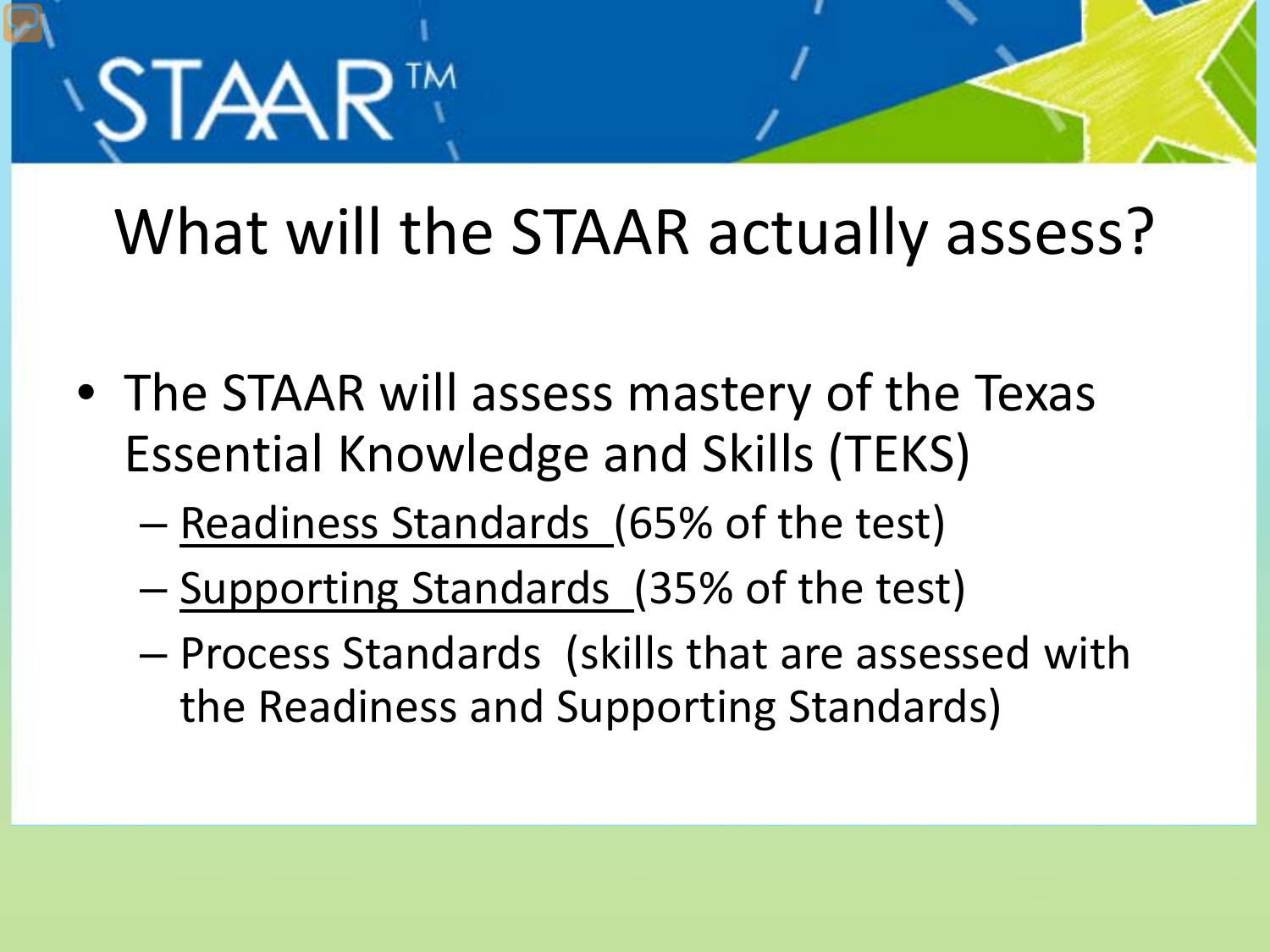STAAR™

# What will the STAAR actually assess?

- The STAAR will assess mastery of the Texas Essential Knowledge and Skills (TEKS)
  - Readiness Standards (65% of the test)
  - Supporting Standards (35% of the test)
  - Process Standards (skills that are assessed with the Readiness and Supporting Standards)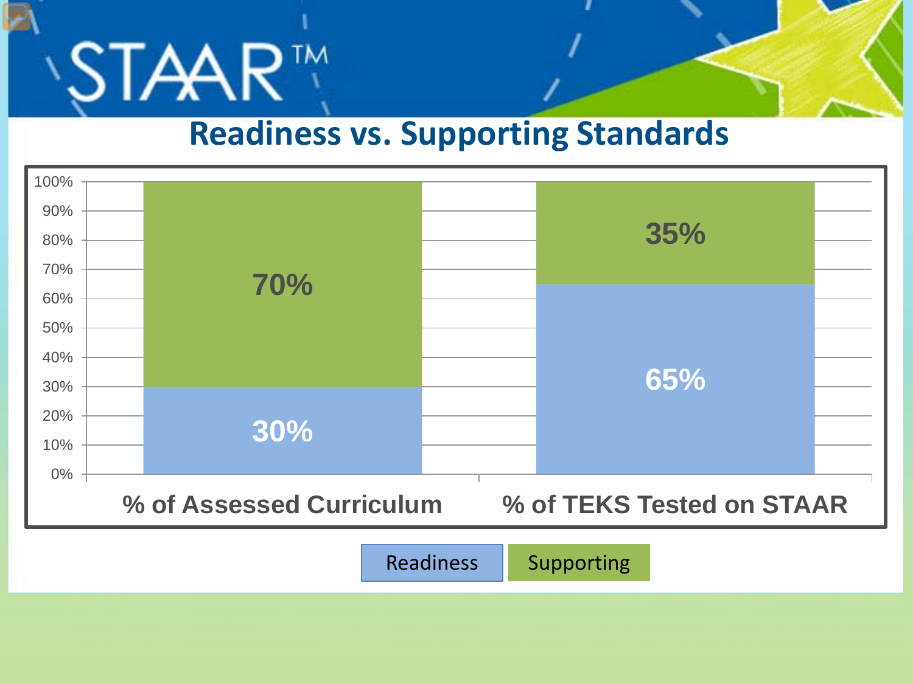# STAAR™

## Readiness vs. Supporting Standards

| | % of Assessed Curriculum | % of TEKS Tested on STAAR |
|---|---|---|
| Readiness | 30% | 65% |
| Supporting | 70% | 35% |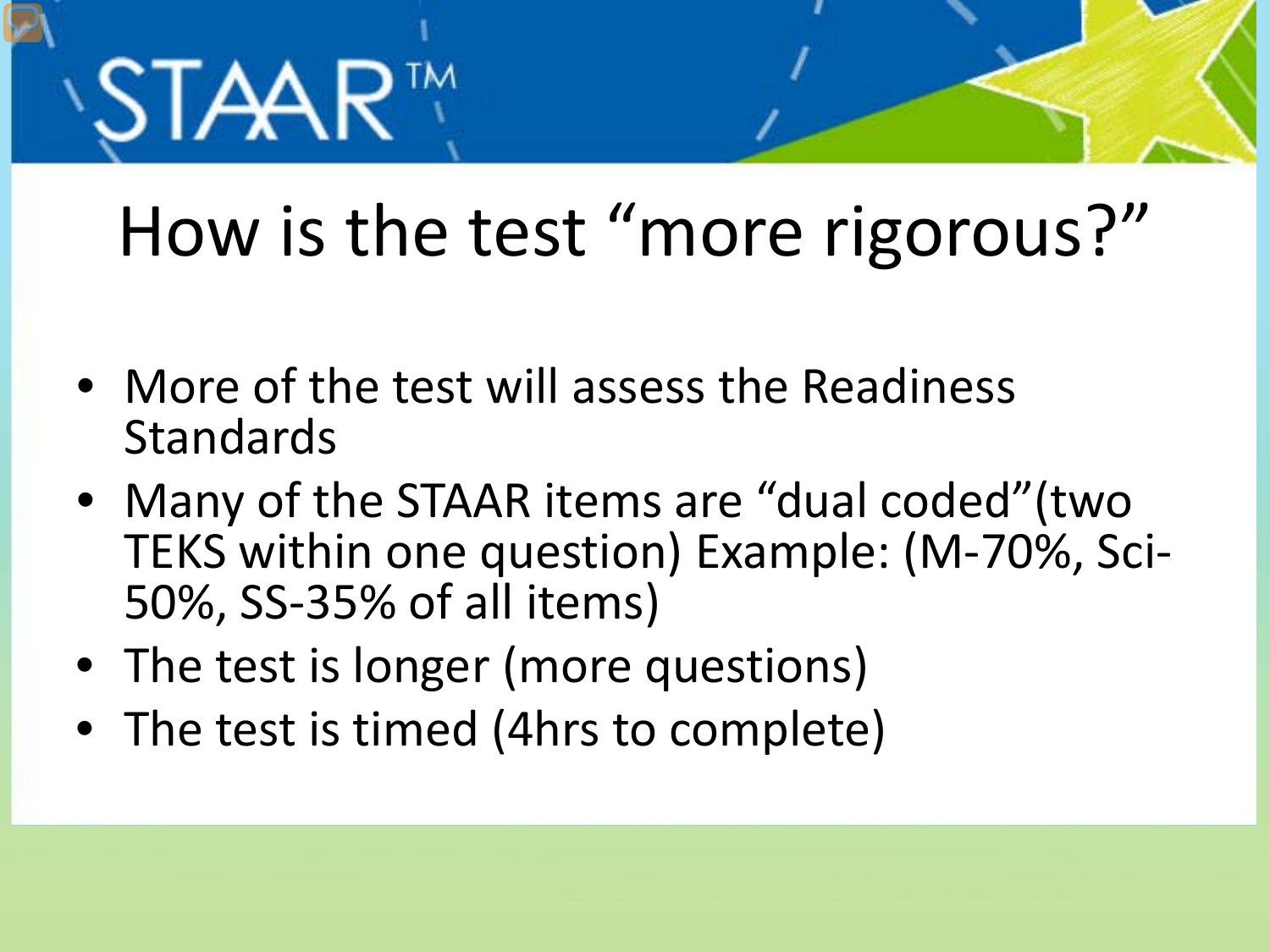STAAR™

# How is the test “more rigorous?”

- More of the test will assess the Readiness Standards
- Many of the STAAR items are “dual coded”(two TEKS within one question) Example: (M-70%, Sci-50%, SS-35% of all items)
- The test is longer (more questions)
- The test is timed (4hrs to complete)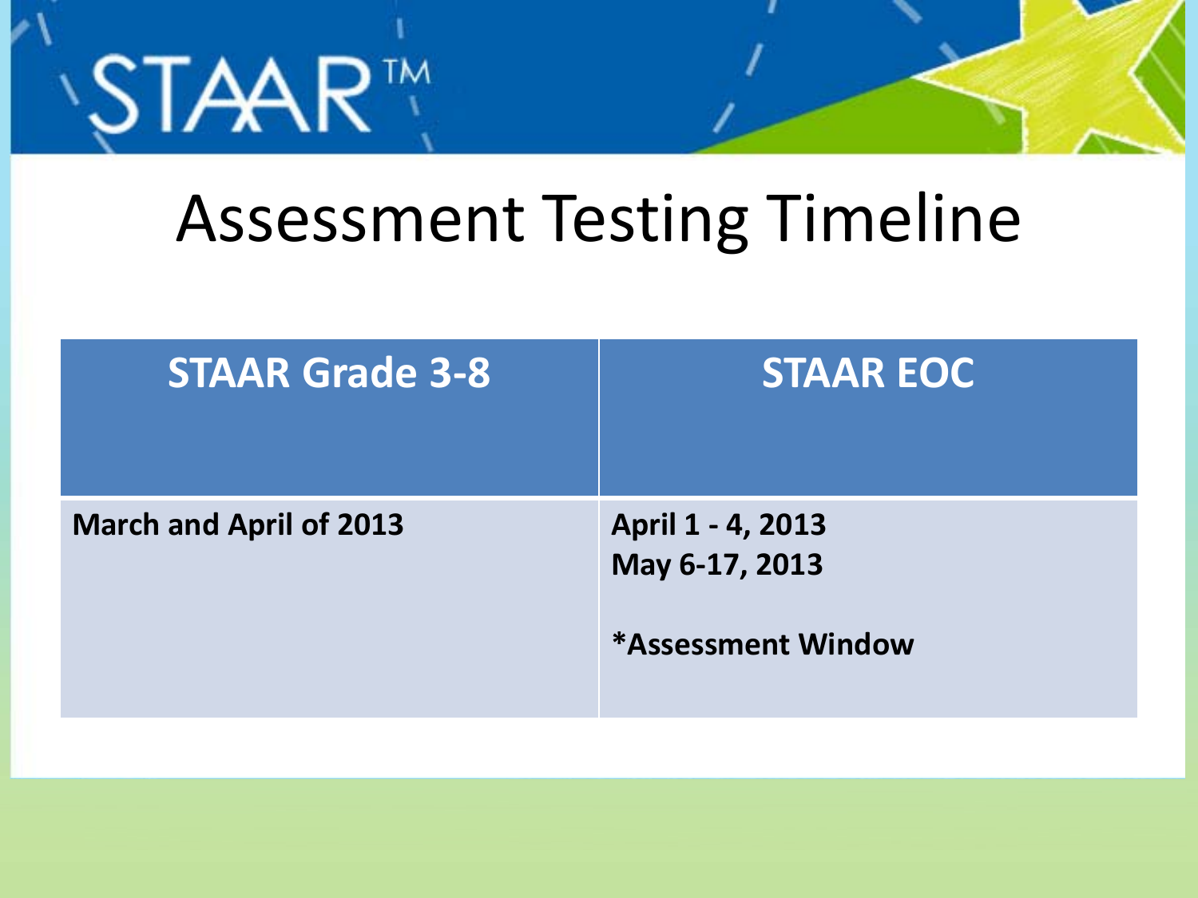STAAR™

# Assessment Testing Timeline

| STAAR Grade 3-8 | STAAR EOC |
| --- | --- |
| **March and April of 2013** | **April 1 - 4, 2013**<br>**May 6-17, 2013**<br><br>***Assessment Window** |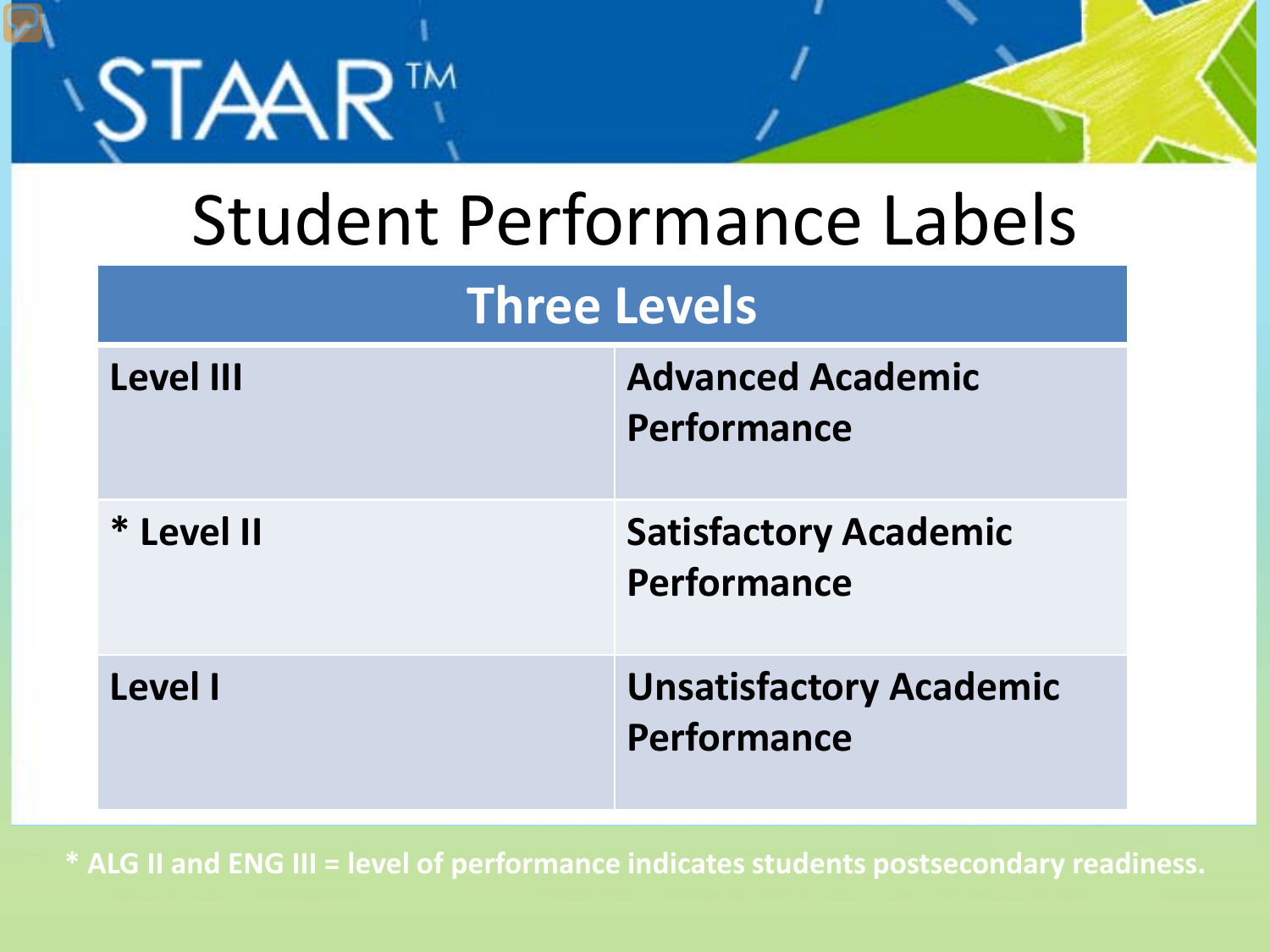# STAAR™

## Student Performance Labels

| Three Levels | |
|---|---|
| **Level III** | **Advanced Academic Performance** |
| **\* Level II** | **Satisfactory Academic Performance** |
| **Level I** | **Unsatisfactory Academic Performance** |

**\* ALG II and ENG III = level of performance indicates students postsecondary readiness.**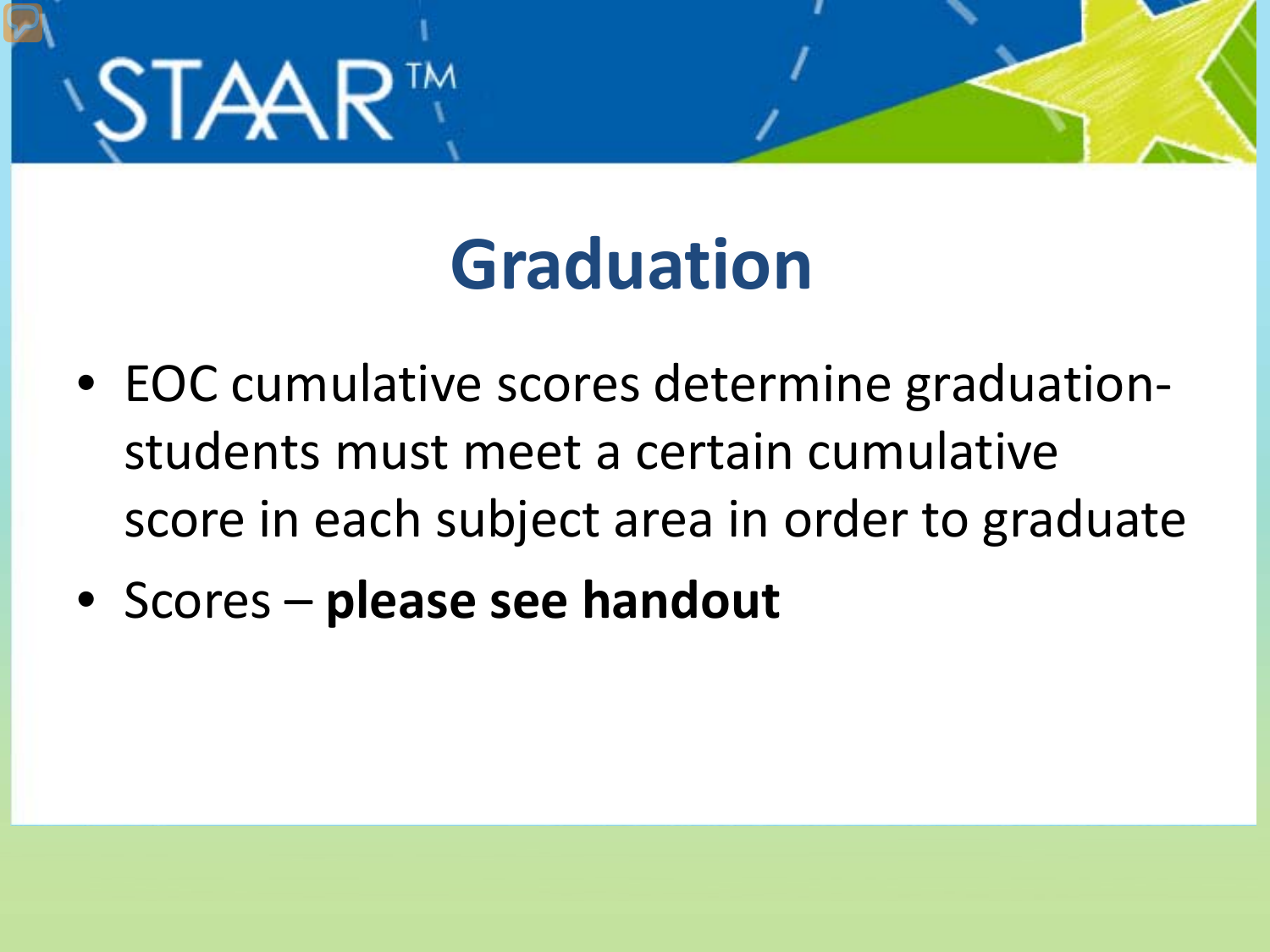STAAR™

# Graduation

- EOC cumulative scores determine graduation- students must meet a certain cumulative score in each subject area in order to graduate
- Scores – **please see handout**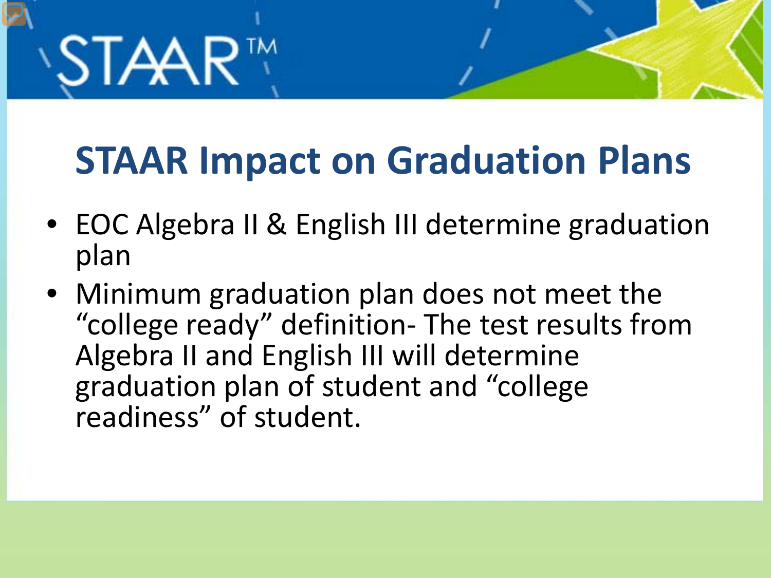STAAR™

# STAAR Impact on Graduation Plans

- EOC Algebra II & English III determine graduation plan
- Minimum graduation plan does not meet the "college ready" definition- The test results from Algebra II and English III will determine graduation plan of student and "college readiness" of student.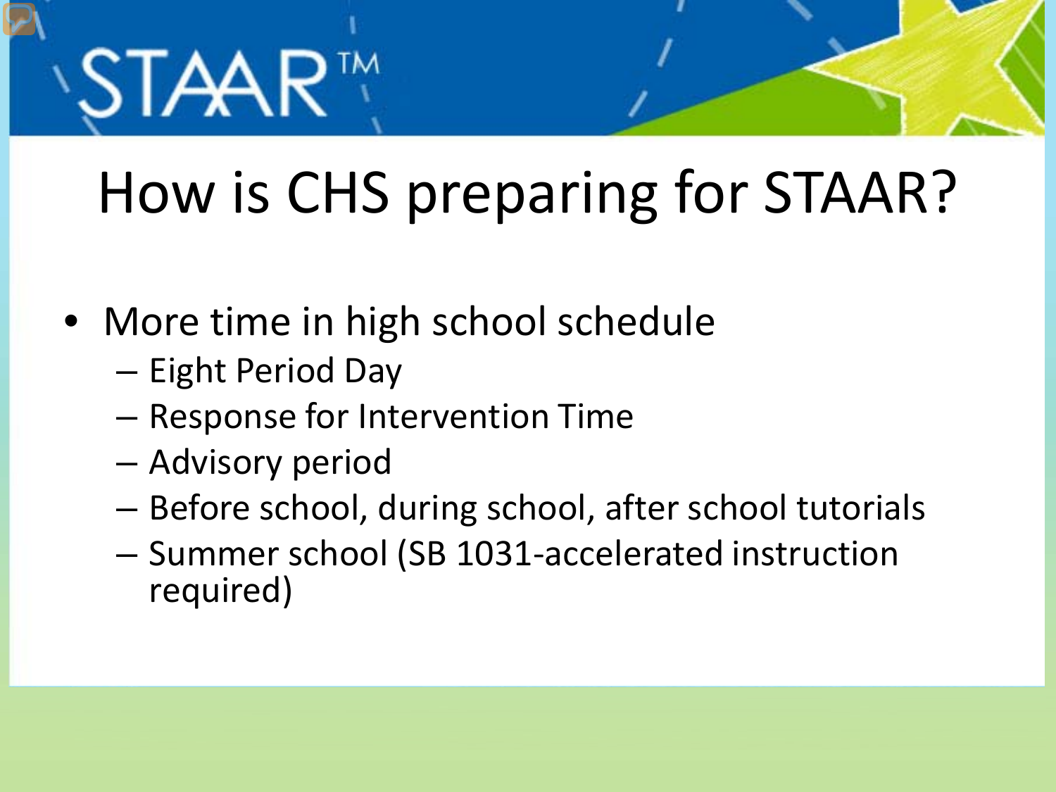# How is CHS preparing for STAAR?

- More time in high school schedule
  - Eight Period Day
  - Response for Intervention Time
  - Advisory period
  - Before school, during school, after school tutorials
  - Summer school (SB 1031-accelerated instruction required)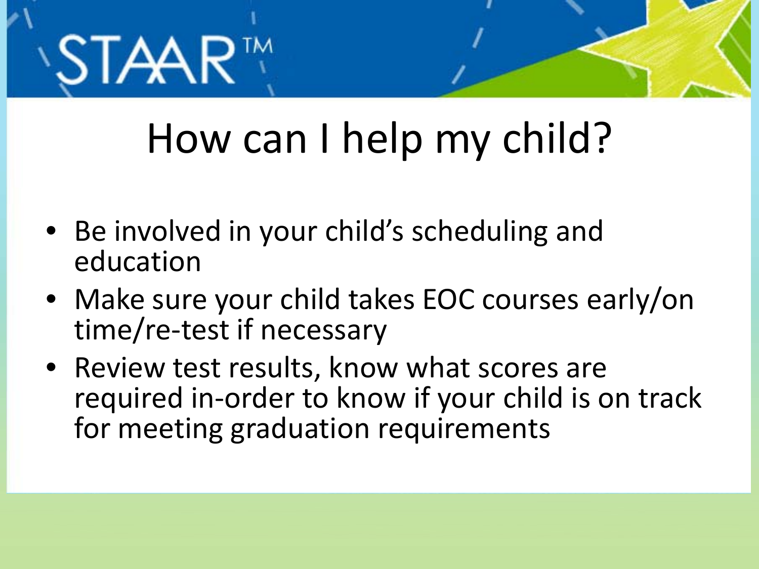STAAR™

# How can I help my child?

- Be involved in your child's scheduling and education
- Make sure your child takes EOC courses early/on time/re-test if necessary
- Review test results, know what scores are required in-order to know if your child is on track for meeting graduation requirements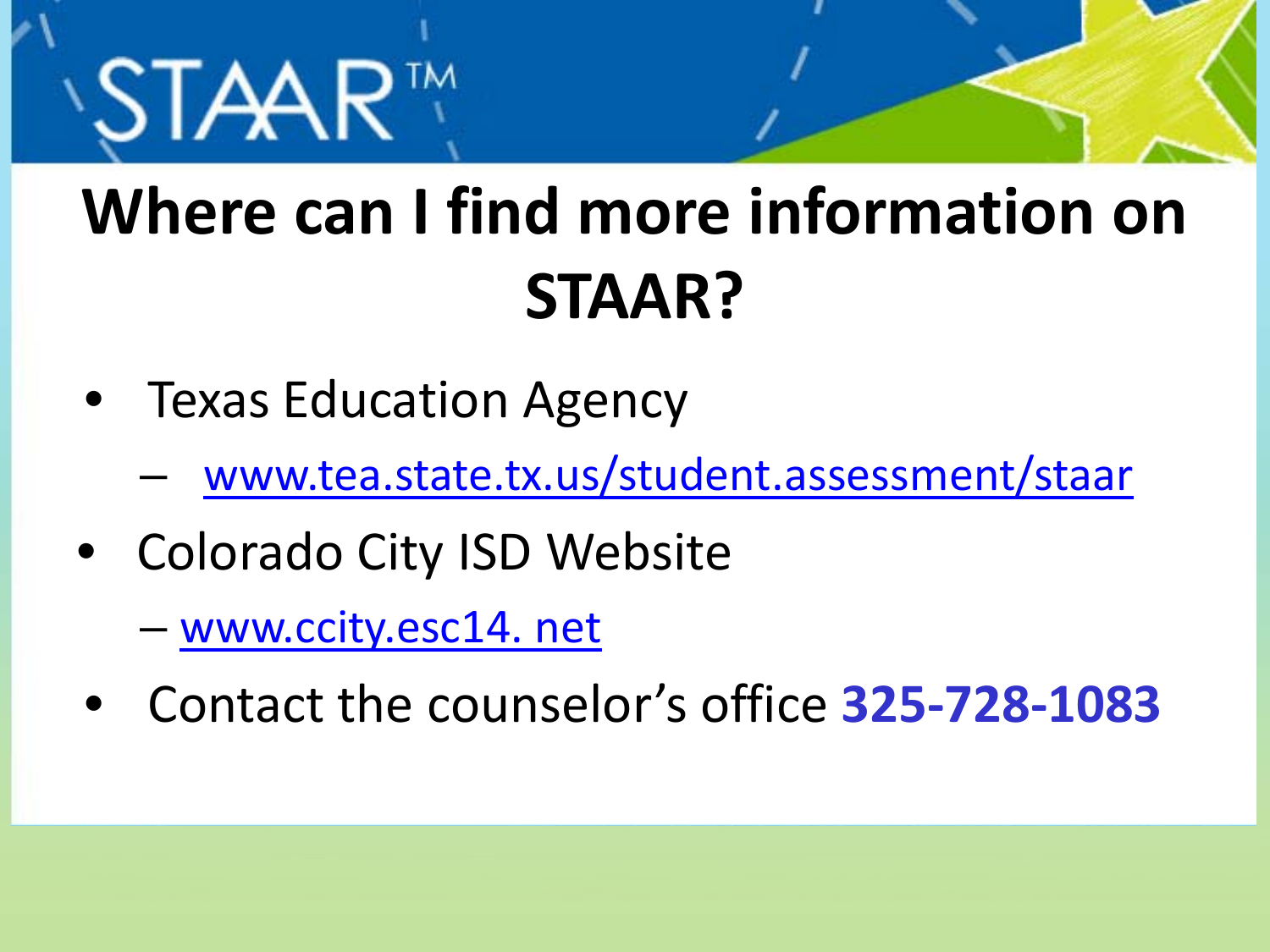STAAR™

# Where can I find more information on STAAR?

- Texas Education Agency
  - www.tea.state.tx.us/student.assessment/staar
- Colorado City ISD Website
  - www.ccity.esc14. net
- Contact the counselor's office **325-728-1083**